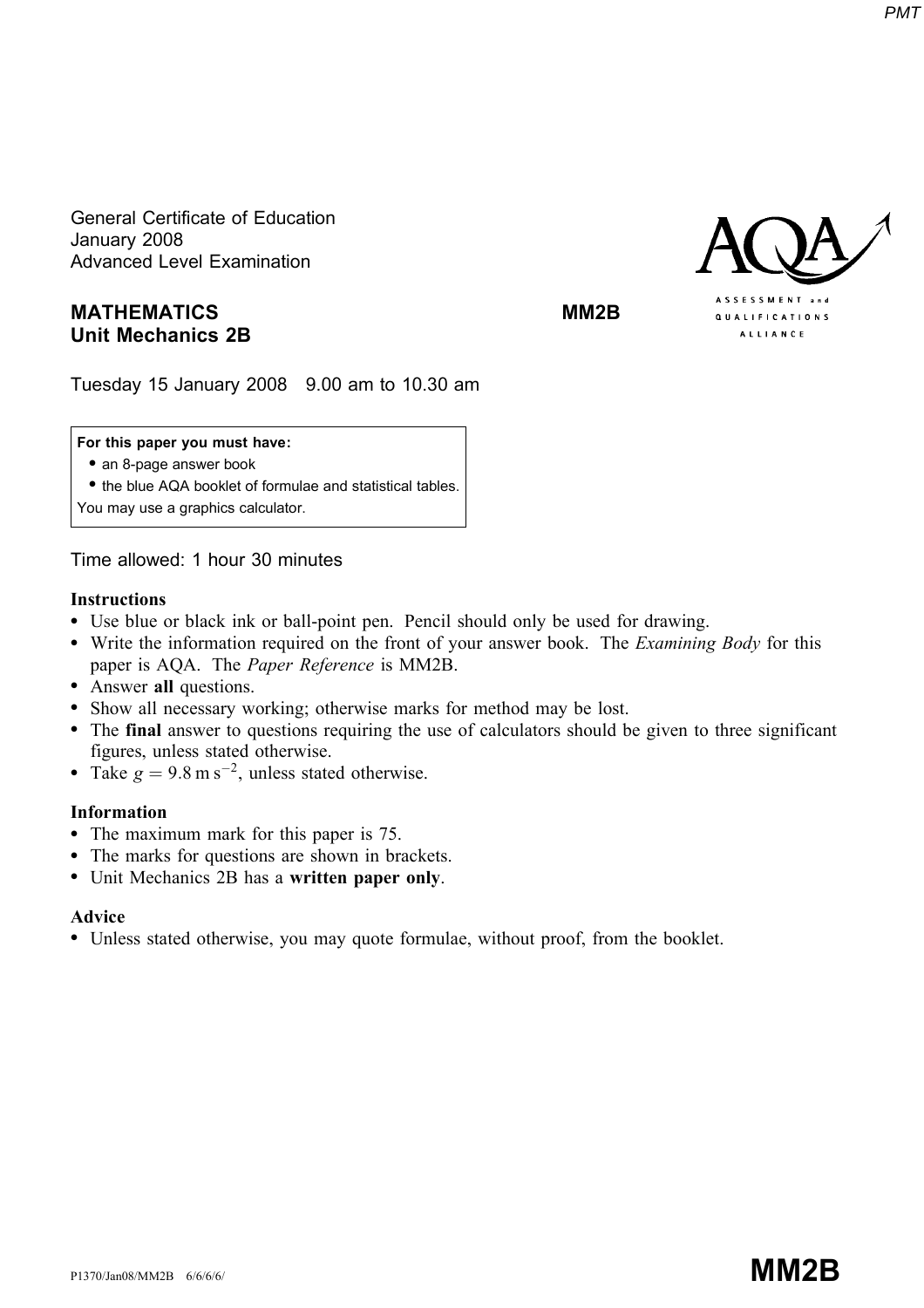General Certificate of Education
January 2008
Advanced Level Examination

**MATHEMATICS** **MM2B**
**Unit Mechanics 2B**

Tuesday 15 January 2008 9.00 am to 10.30 am

**For this paper you must have:**
- an 8-page answer book
- the blue AQA booklet of formulae and statistical tables.

You may use a graphics calculator.

Time allowed: 1 hour 30 minutes

**Instructions**
- Use blue or black ink or ball-point pen. Pencil should only be used for drawing.
- Write the information required on the front of your answer book. The *Examining Body* for this paper is AQA. The *Paper Reference* is MM2B.
- Answer **all** questions.
- Show all necessary working; otherwise marks for method may be lost.
- The **final** answer to questions requiring the use of calculators should be given to three significant figures, unless stated otherwise.
- Take $g = 9.8 \text{ m s}^{-2}$, unless stated otherwise.

**Information**
- The maximum mark for this paper is 75.
- The marks for questions are shown in brackets.
- Unit Mechanics 2B has a **written paper only**.

**Advice**
- Unless stated otherwise, you may quote formulae, without proof, from the booklet.

P1370/Jan08/MM2B 6/6/6/6/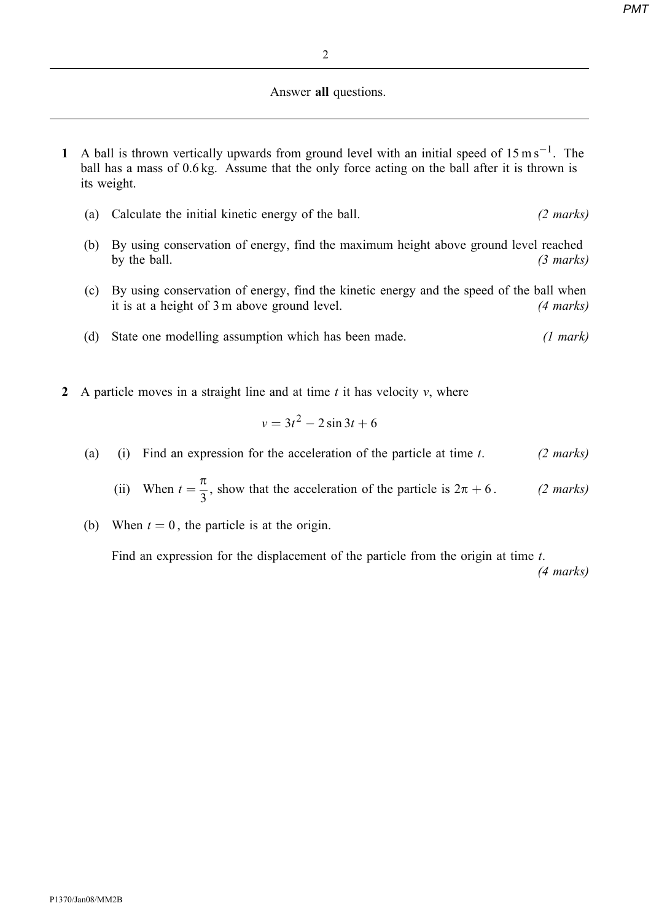Answer **all** questions.

---

**1** A ball is thrown vertically upwards from ground level with an initial speed of $15\,\text{m}\,\text{s}^{-1}$. The ball has a mass of 0.6 kg. Assume that the only force acting on the ball after it is thrown is its weight.

(a) Calculate the initial kinetic energy of the ball. *(2 marks)*

(b) By using conservation of energy, find the maximum height above ground level reached by the ball. *(3 marks)*

(c) By using conservation of energy, find the kinetic energy and the speed of the ball when it is at a height of 3 m above ground level. *(4 marks)*

(d) State one modelling assumption which has been made. *(1 mark)*

**2** A particle moves in a straight line and at time $t$ it has velocity $v$, where

$$v = 3t^2 - 2\sin 3t + 6$$

(a) (i) Find an expression for the acceleration of the particle at time $t$. *(2 marks)*

(ii) When $t = \dfrac{\pi}{3}$, show that the acceleration of the particle is $2\pi + 6$. *(2 marks)*

(b) When $t = 0$, the particle is at the origin.

Find an expression for the displacement of the particle from the origin at time $t$. *(4 marks)*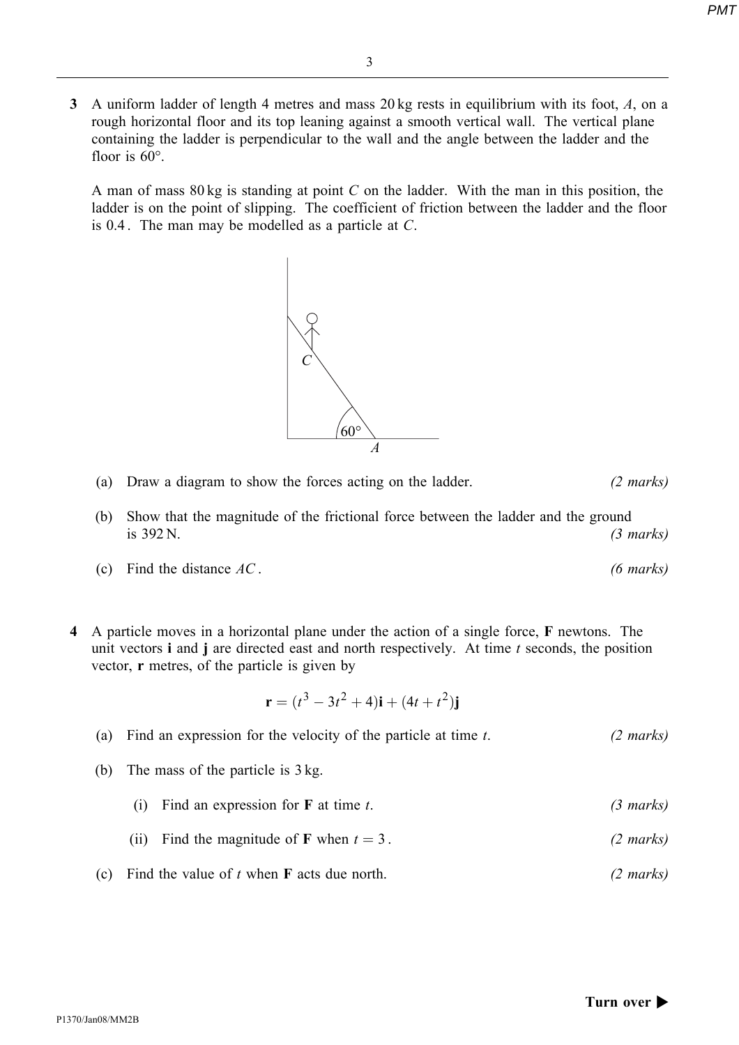**3** A uniform ladder of length 4 metres and mass 20 kg rests in equilibrium with its foot, $A$, on a rough horizontal floor and its top leaning against a smooth vertical wall. The vertical plane containing the ladder is perpendicular to the wall and the angle between the ladder and the floor is $60°$.

A man of mass 80 kg is standing at point $C$ on the ladder. With the man in this position, the ladder is on the point of slipping. The coefficient of friction between the ladder and the floor is 0.4. The man may be modelled as a particle at $C$.

(a) Draw a diagram to show the forces acting on the ladder. *(2 marks)*

(b) Show that the magnitude of the frictional force between the ladder and the ground is 392 N. *(3 marks)*

(c) Find the distance $AC$. *(6 marks)*

**4** A particle moves in a horizontal plane under the action of a single force, $\mathbf{F}$ newtons. The unit vectors $\mathbf{i}$ and $\mathbf{j}$ are directed east and north respectively. At time $t$ seconds, the position vector, $\mathbf{r}$ metres, of the particle is given by

$$\mathbf{r} = (t^3 - 3t^2 + 4)\mathbf{i} + (4t + t^2)\mathbf{j}$$

(a) Find an expression for the velocity of the particle at time $t$. *(2 marks)*

(b) The mass of the particle is 3 kg.

(i) Find an expression for $\mathbf{F}$ at time $t$. *(3 marks)*

(ii) Find the magnitude of $\mathbf{F}$ when $t = 3$. *(2 marks)*

(c) Find the value of $t$ when $\mathbf{F}$ acts due north. *(2 marks)*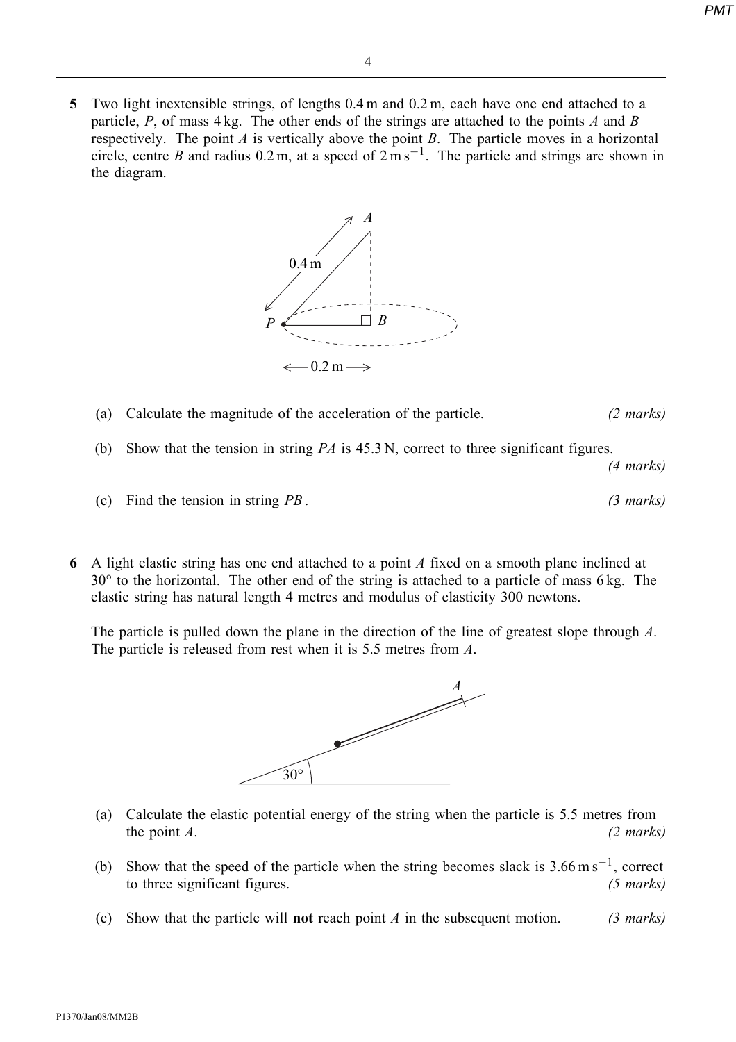**5** Two light inextensible strings, of lengths 0.4 m and 0.2 m, each have one end attached to a particle, $P$, of mass 4 kg. The other ends of the strings are attached to the points $A$ and $B$ respectively. The point $A$ is vertically above the point $B$. The particle moves in a horizontal circle, centre $B$ and radius 0.2 m, at a speed of $2\text{ m s}^{-1}$. The particle and strings are shown in the diagram.

(a) Calculate the magnitude of the acceleration of the particle. *(2 marks)*

(b) Show that the tension in string $PA$ is 45.3 N, correct to three significant figures. *(4 marks)*

(c) Find the tension in string $PB$. *(3 marks)*

**6** A light elastic string has one end attached to a point $A$ fixed on a smooth plane inclined at 30° to the horizontal. The other end of the string is attached to a particle of mass 6 kg. The elastic string has natural length 4 metres and modulus of elasticity 300 newtons.

The particle is pulled down the plane in the direction of the line of greatest slope through $A$. The particle is released from rest when it is 5.5 metres from $A$.

(a) Calculate the elastic potential energy of the string when the particle is 5.5 metres from the point $A$. *(2 marks)*

(b) Show that the speed of the particle when the string becomes slack is $3.66\text{ m s}^{-1}$, correct to three significant figures. *(5 marks)*

(c) Show that the particle will **not** reach point $A$ in the subsequent motion. *(3 marks)*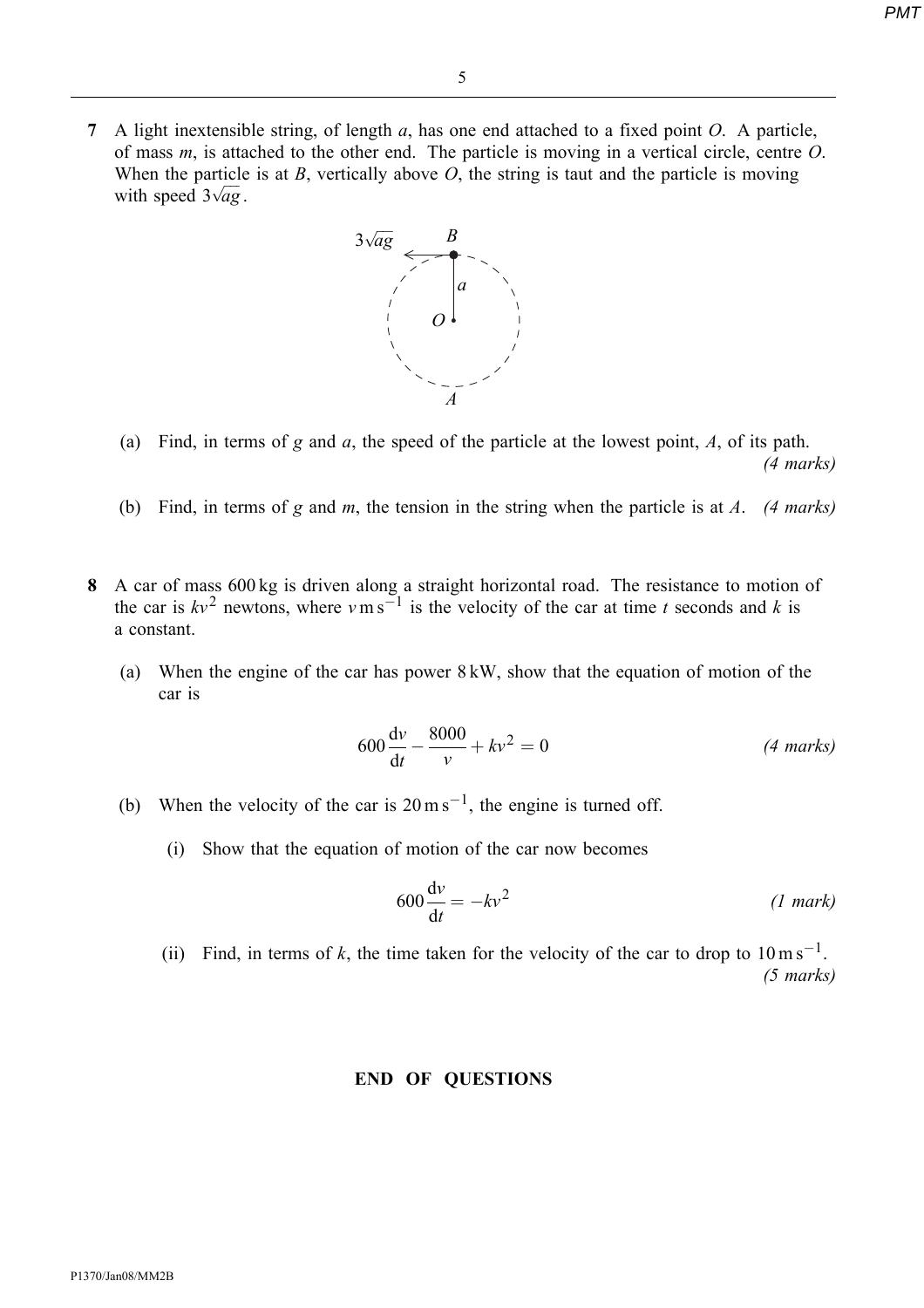**7** A light inextensible string, of length $a$, has one end attached to a fixed point $O$. A particle, of mass $m$, is attached to the other end. The particle is moving in a vertical circle, centre $O$. When the particle is at $B$, vertically above $O$, the string is taut and the particle is moving with speed $3\sqrt{ag}$.

(a) Find, in terms of $g$ and $a$, the speed of the particle at the lowest point, $A$, of its path. *(4 marks)*

(b) Find, in terms of $g$ and $m$, the tension in the string when the particle is at $A$. *(4 marks)*

**8** A car of mass 600 kg is driven along a straight horizontal road. The resistance to motion of the car is $kv^2$ newtons, where $v\,\text{m s}^{-1}$ is the velocity of the car at time $t$ seconds and $k$ is a constant.

(a) When the engine of the car has power 8 kW, show that the equation of motion of the car is

$$600\frac{\mathrm{d}v}{\mathrm{d}t} - \frac{8000}{v} + kv^2 = 0$$

*(4 marks)*

(b) When the velocity of the car is $20\,\text{m s}^{-1}$, the engine is turned off.

(i) Show that the equation of motion of the car now becomes

$$600\frac{\mathrm{d}v}{\mathrm{d}t} = -kv^2$$

*(1 mark)*

(ii) Find, in terms of $k$, the time taken for the velocity of the car to drop to $10\,\text{m s}^{-1}$. *(5 marks)*

**END OF QUESTIONS**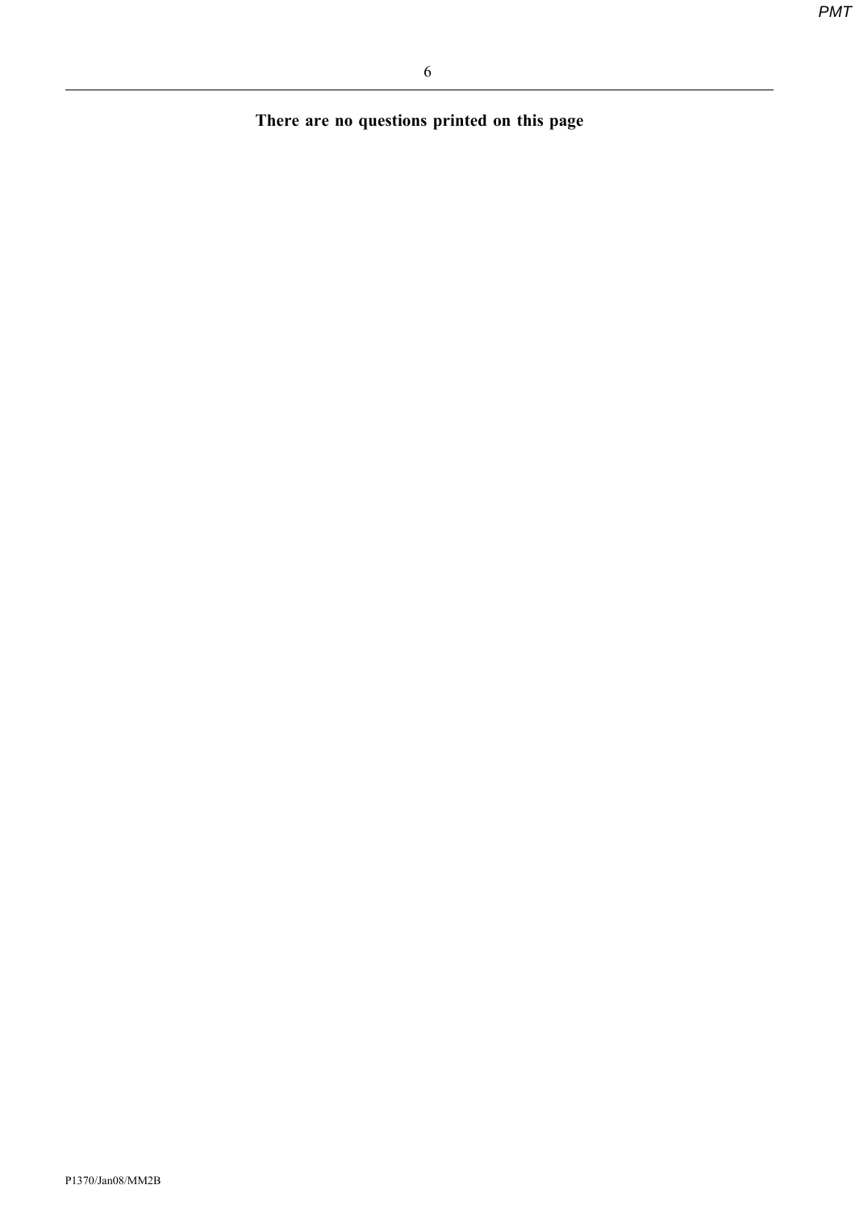**There are no questions printed on this page**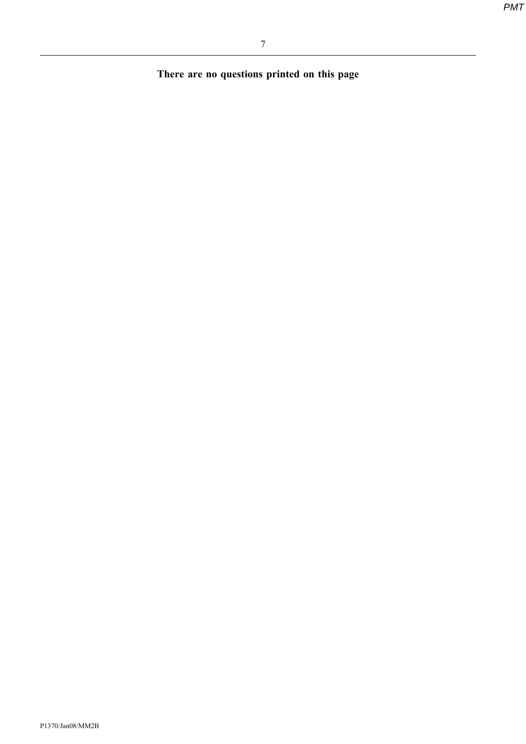**There are no questions printed on this page**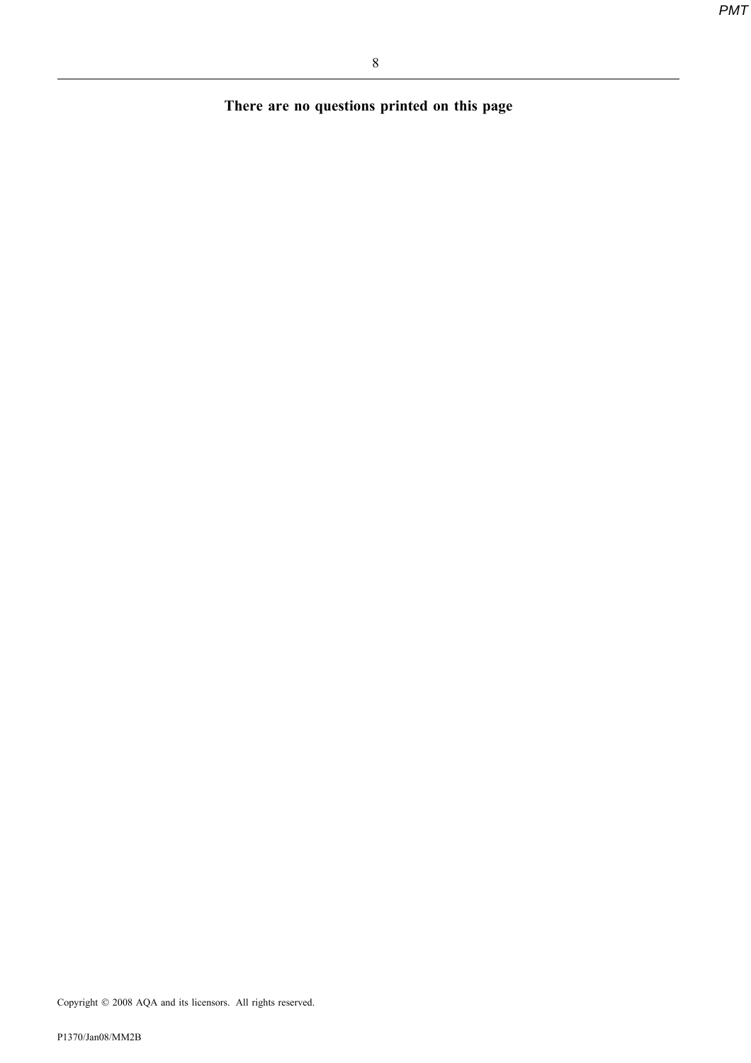**There are no questions printed on this page**

Copyright © 2008 AQA and its licensors. All rights reserved.

P1370/Jan08/MM2B